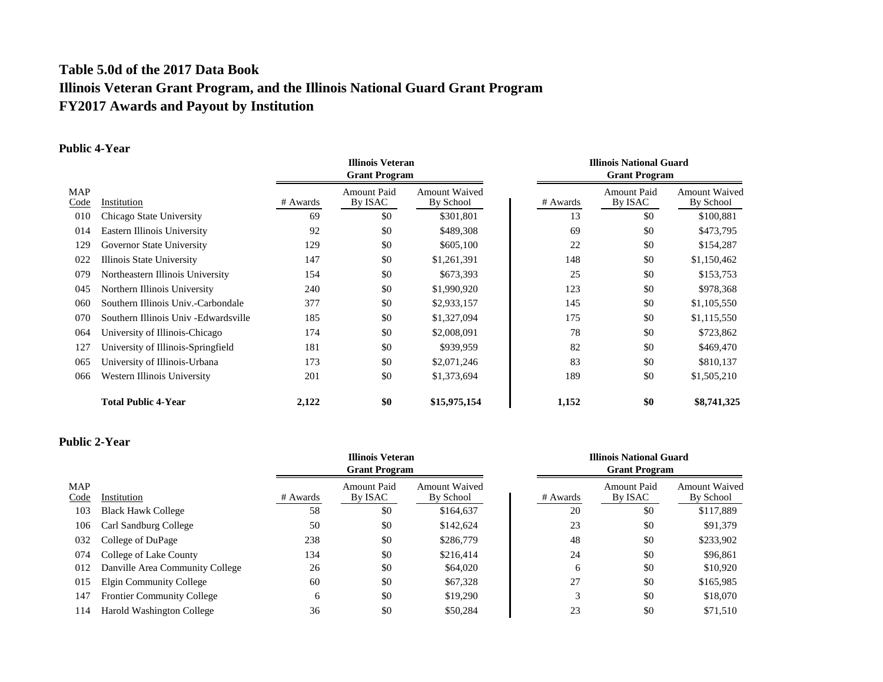# Table 5.0d of the 2017 Data Book
# Illinois Veteran Grant Program, and the Illinois National Guard Grant Program
# FY2017 Awards and Payout by Institution

## Public 4-Year

| | | Illinois Veteran Grant Program | | | Illinois National Guard Grant Program | | |
|---|---|---|---|---|---|---|---|
| MAP Code | Institution | # Awards | Amount Paid By ISAC | Amount Waived By School | # Awards | Amount Paid By ISAC | Amount Waived By School |
| 010 | Chicago State University | 69 | $0 | $301,801 | 13 | $0 | $100,881 |
| 014 | Eastern Illinois University | 92 | $0 | $489,308 | 69 | $0 | $473,795 |
| 129 | Governor State University | 129 | $0 | $605,100 | 22 | $0 | $154,287 |
| 022 | Illinois State University | 147 | $0 | $1,261,391 | 148 | $0 | $1,150,462 |
| 079 | Northeastern Illinois University | 154 | $0 | $673,393 | 25 | $0 | $153,753 |
| 045 | Northern Illinois University | 240 | $0 | $1,990,920 | 123 | $0 | $978,368 |
| 060 | Southern Illinois Univ.-Carbondale | 377 | $0 | $2,933,157 | 145 | $0 | $1,105,550 |
| 070 | Southern Illinois Univ -Edwardsville | 185 | $0 | $1,327,094 | 175 | $0 | $1,115,550 |
| 064 | University of Illinois-Chicago | 174 | $0 | $2,008,091 | 78 | $0 | $723,862 |
| 127 | University of Illinois-Springfield | 181 | $0 | $939,959 | 82 | $0 | $469,470 |
| 065 | University of Illinois-Urbana | 173 | $0 | $2,071,246 | 83 | $0 | $810,137 |
| 066 | Western Illinois University | 201 | $0 | $1,373,694 | 189 | $0 | $1,505,210 |
| | **Total Public 4-Year** | **2,122** | **$0** | **$15,975,154** | **1,152** | **$0** | **$8,741,325** |

## Public 2-Year

| | | Illinois Veteran Grant Program | | | Illinois National Guard Grant Program | | |
|---|---|---|---|---|---|---|---|
| MAP Code | Institution | # Awards | Amount Paid By ISAC | Amount Waived By School | # Awards | Amount Paid By ISAC | Amount Waived By School |
| 103 | Black Hawk College | 58 | $0 | $164,637 | 20 | $0 | $117,889 |
| 106 | Carl Sandburg College | 50 | $0 | $142,624 | 23 | $0 | $91,379 |
| 032 | College of DuPage | 238 | $0 | $286,779 | 48 | $0 | $233,902 |
| 074 | College of Lake County | 134 | $0 | $216,414 | 24 | $0 | $96,861 |
| 012 | Danville Area Community College | 26 | $0 | $64,020 | 6 | $0 | $10,920 |
| 015 | Elgin Community College | 60 | $0 | $67,328 | 27 | $0 | $165,985 |
| 147 | Frontier Community College | 6 | $0 | $19,290 | 3 | $0 | $18,070 |
| 114 | Harold Washington College | 36 | $0 | $50,284 | 23 | $0 | $71,510 |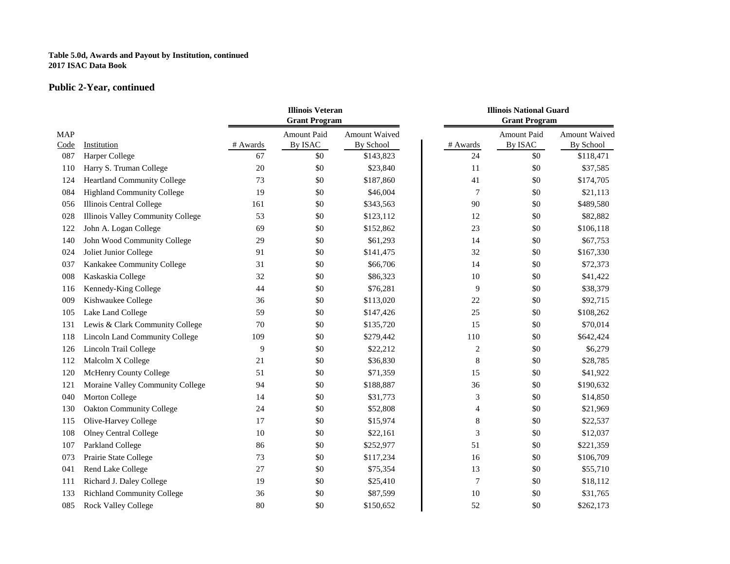**Table 5.0d, Awards and Payout by Institution, continued**
**2017 ISAC Data Book**

## Public 2-Year, continued

| | | Illinois Veteran Grant Program | | | Illinois National Guard Grant Program | | |
|---|---|---|---|---|---|---|---|
| MAP Code | Institution | # Awards | Amount Paid By ISAC | Amount Waived By School | # Awards | Amount Paid By ISAC | Amount Waived By School |
| 087 | Harper College | 67 | $0 | $143,823 | 24 | $0 | $118,471 |
| 110 | Harry S. Truman College | 20 | $0 | $23,840 | 11 | $0 | $37,585 |
| 124 | Heartland Community College | 73 | $0 | $187,860 | 41 | $0 | $174,705 |
| 084 | Highland Community College | 19 | $0 | $46,004 | 7 | $0 | $21,113 |
| 056 | Illinois Central College | 161 | $0 | $343,563 | 90 | $0 | $489,580 |
| 028 | Illinois Valley Community College | 53 | $0 | $123,112 | 12 | $0 | $82,882 |
| 122 | John A. Logan College | 69 | $0 | $152,862 | 23 | $0 | $106,118 |
| 140 | John Wood Community College | 29 | $0 | $61,293 | 14 | $0 | $67,753 |
| 024 | Joliet Junior College | 91 | $0 | $141,475 | 32 | $0 | $167,330 |
| 037 | Kankakee Community College | 31 | $0 | $66,706 | 14 | $0 | $72,373 |
| 008 | Kaskaskia College | 32 | $0 | $86,323 | 10 | $0 | $41,422 |
| 116 | Kennedy-King College | 44 | $0 | $76,281 | 9 | $0 | $38,379 |
| 009 | Kishwaukee College | 36 | $0 | $113,020 | 22 | $0 | $92,715 |
| 105 | Lake Land College | 59 | $0 | $147,426 | 25 | $0 | $108,262 |
| 131 | Lewis & Clark Community College | 70 | $0 | $135,720 | 15 | $0 | $70,014 |
| 118 | Lincoln Land Community College | 109 | $0 | $279,442 | 110 | $0 | $642,424 |
| 126 | Lincoln Trail College | 9 | $0 | $22,212 | 2 | $0 | $6,279 |
| 112 | Malcolm X College | 21 | $0 | $36,830 | 8 | $0 | $28,785 |
| 120 | McHenry County College | 51 | $0 | $71,359 | 15 | $0 | $41,922 |
| 121 | Moraine Valley Community College | 94 | $0 | $188,887 | 36 | $0 | $190,632 |
| 040 | Morton College | 14 | $0 | $31,773 | 3 | $0 | $14,850 |
| 130 | Oakton Community College | 24 | $0 | $52,808 | 4 | $0 | $21,969 |
| 115 | Olive-Harvey College | 17 | $0 | $15,974 | 8 | $0 | $22,537 |
| 108 | Olney Central College | 10 | $0 | $22,161 | 3 | $0 | $12,037 |
| 107 | Parkland College | 86 | $0 | $252,977 | 51 | $0 | $221,359 |
| 073 | Prairie State College | 73 | $0 | $117,234 | 16 | $0 | $106,709 |
| 041 | Rend Lake College | 27 | $0 | $75,354 | 13 | $0 | $55,710 |
| 111 | Richard J. Daley College | 19 | $0 | $25,410 | 7 | $0 | $18,112 |
| 133 | Richland Community College | 36 | $0 | $87,599 | 10 | $0 | $31,765 |
| 085 | Rock Valley College | 80 | $0 | $150,652 | 52 | $0 | $262,173 |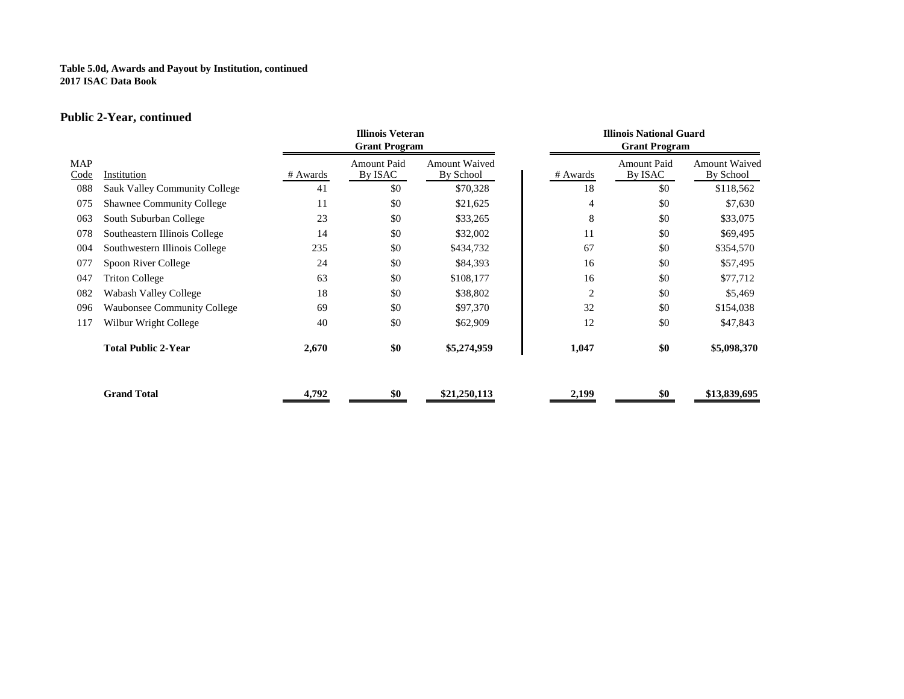**Table 5.0d, Awards and Payout by Institution, continued**
**2017 ISAC Data Book**

## Public 2-Year, continued

| | | Illinois Veteran Grant Program | | | Illinois National Guard Grant Program | | |
|---|---|---|---|---|---|---|---|
| MAP Code | Institution | # Awards | Amount Paid By ISAC | Amount Waived By School | # Awards | Amount Paid By ISAC | Amount Waived By School |
| 088 | Sauk Valley Community College | 41 | $0 | $70,328 | 18 | $0 | $118,562 |
| 075 | Shawnee Community College | 11 | $0 | $21,625 | 4 | $0 | $7,630 |
| 063 | South Suburban College | 23 | $0 | $33,265 | 8 | $0 | $33,075 |
| 078 | Southeastern Illinois College | 14 | $0 | $32,002 | 11 | $0 | $69,495 |
| 004 | Southwestern Illinois College | 235 | $0 | $434,732 | 67 | $0 | $354,570 |
| 077 | Spoon River College | 24 | $0 | $84,393 | 16 | $0 | $57,495 |
| 047 | Triton College | 63 | $0 | $108,177 | 16 | $0 | $77,712 |
| 082 | Wabash Valley College | 18 | $0 | $38,802 | 2 | $0 | $5,469 |
| 096 | Waubonsee Community College | 69 | $0 | $97,370 | 32 | $0 | $154,038 |
| 117 | Wilbur Wright College | 40 | $0 | $62,909 | 12 | $0 | $47,843 |
| | **Total Public 2-Year** | **2,670** | **$0** | **$5,274,959** | **1,047** | **$0** | **$5,098,370** |
| | **Grand Total** | **4,792** | **$0** | **$21,250,113** | **2,199** | **$0** | **$13,839,695** |